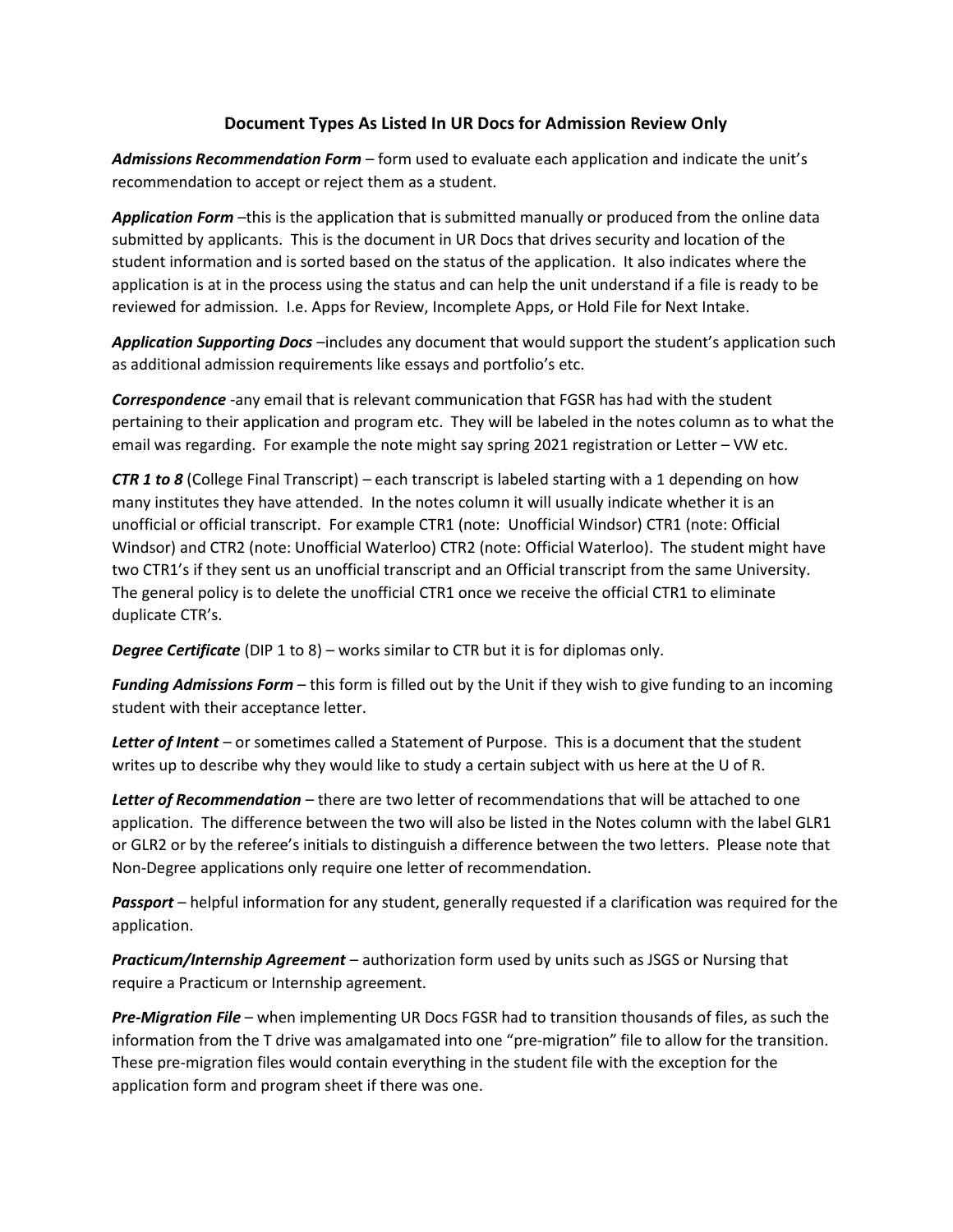## Document Types As Listed In UR Docs for Admission Review Only

***Admissions Recommendation Form*** – form used to evaluate each application and indicate the unit's recommendation to accept or reject them as a student.

***Application Form*** –this is the application that is submitted manually or produced from the online data submitted by applicants. This is the document in UR Docs that drives security and location of the student information and is sorted based on the status of the application. It also indicates where the application is at in the process using the status and can help the unit understand if a file is ready to be reviewed for admission. I.e. Apps for Review, Incomplete Apps, or Hold File for Next Intake.

***Application Supporting Docs*** –includes any document that would support the student's application such as additional admission requirements like essays and portfolio's etc.

***Correspondence*** -any email that is relevant communication that FGSR has had with the student pertaining to their application and program etc. They will be labeled in the notes column as to what the email was regarding. For example the note might say spring 2021 registration or Letter – VW etc.

***CTR 1 to 8*** (College Final Transcript) – each transcript is labeled starting with a 1 depending on how many institutes they have attended. In the notes column it will usually indicate whether it is an unofficial or official transcript. For example CTR1 (note: Unofficial Windsor) CTR1 (note: Official Windsor) and CTR2 (note: Unofficial Waterloo) CTR2 (note: Official Waterloo). The student might have two CTR1's if they sent us an unofficial transcript and an Official transcript from the same University. The general policy is to delete the unofficial CTR1 once we receive the official CTR1 to eliminate duplicate CTR's.

***Degree Certificate*** (DIP 1 to 8) – works similar to CTR but it is for diplomas only.

***Funding Admissions Form*** – this form is filled out by the Unit if they wish to give funding to an incoming student with their acceptance letter.

***Letter of Intent*** – or sometimes called a Statement of Purpose. This is a document that the student writes up to describe why they would like to study a certain subject with us here at the U of R.

***Letter of Recommendation*** – there are two letter of recommendations that will be attached to one application. The difference between the two will also be listed in the Notes column with the label GLR1 or GLR2 or by the referee's initials to distinguish a difference between the two letters. Please note that Non-Degree applications only require one letter of recommendation.

***Passport*** – helpful information for any student, generally requested if a clarification was required for the application.

***Practicum/Internship Agreement*** – authorization form used by units such as JSGS or Nursing that require a Practicum or Internship agreement.

***Pre-Migration File*** – when implementing UR Docs FGSR had to transition thousands of files, as such the information from the T drive was amalgamated into one "pre-migration" file to allow for the transition. These pre-migration files would contain everything in the student file with the exception for the application form and program sheet if there was one.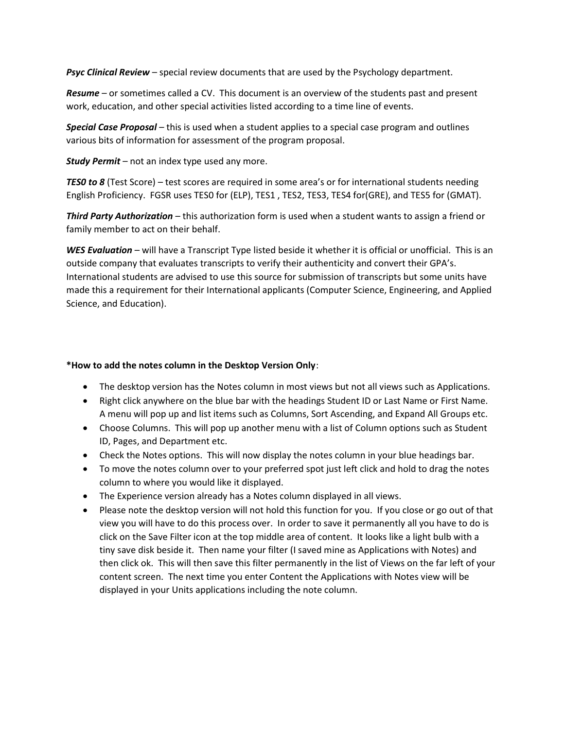***Psyc Clinical Review*** – special review documents that are used by the Psychology department.

***Resume*** – or sometimes called a CV. This document is an overview of the students past and present work, education, and other special activities listed according to a time line of events.

***Special Case Proposal*** – this is used when a student applies to a special case program and outlines various bits of information for assessment of the program proposal.

***Study Permit*** – not an index type used any more.

***TES0 to 8*** (Test Score) – test scores are required in some area's or for international students needing English Proficiency. FGSR uses TES0 for (ELP), TES1 , TES2, TES3, TES4 for(GRE), and TES5 for (GMAT).

***Third Party Authorization*** – this authorization form is used when a student wants to assign a friend or family member to act on their behalf.

***WES Evaluation*** – will have a Transcript Type listed beside it whether it is official or unofficial. This is an outside company that evaluates transcripts to verify their authenticity and convert their GPA's. International students are advised to use this source for submission of transcripts but some units have made this a requirement for their International applicants (Computer Science, Engineering, and Applied Science, and Education).

**\*How to add the notes column in the Desktop Version Only**:

- The desktop version has the Notes column in most views but not all views such as Applications.
- Right click anywhere on the blue bar with the headings Student ID or Last Name or First Name. A menu will pop up and list items such as Columns, Sort Ascending, and Expand All Groups etc.
- Choose Columns. This will pop up another menu with a list of Column options such as Student ID, Pages, and Department etc.
- Check the Notes options. This will now display the notes column in your blue headings bar.
- To move the notes column over to your preferred spot just left click and hold to drag the notes column to where you would like it displayed.
- The Experience version already has a Notes column displayed in all views.
- Please note the desktop version will not hold this function for you. If you close or go out of that view you will have to do this process over. In order to save it permanently all you have to do is click on the Save Filter icon at the top middle area of content. It looks like a light bulb with a tiny save disk beside it. Then name your filter (I saved mine as Applications with Notes) and then click ok. This will then save this filter permanently in the list of Views on the far left of your content screen. The next time you enter Content the Applications with Notes view will be displayed in your Units applications including the note column.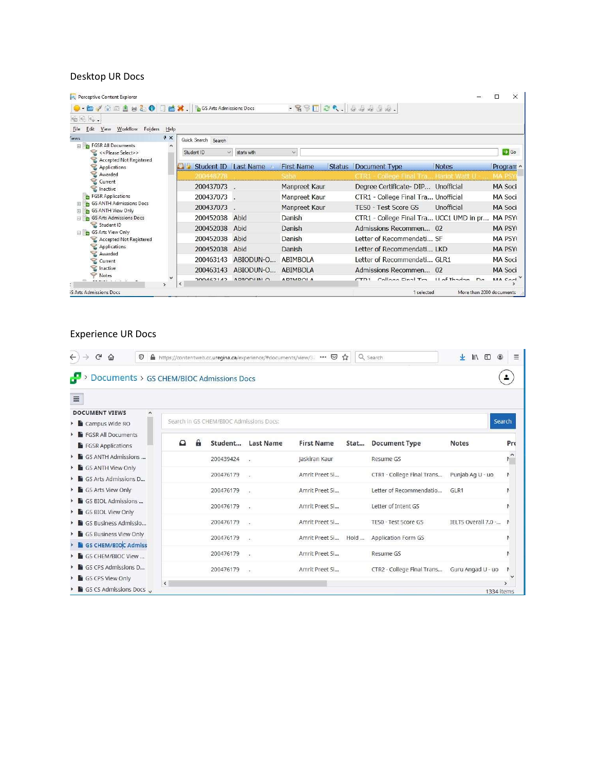Desktop UR Docs

Experience UR Docs